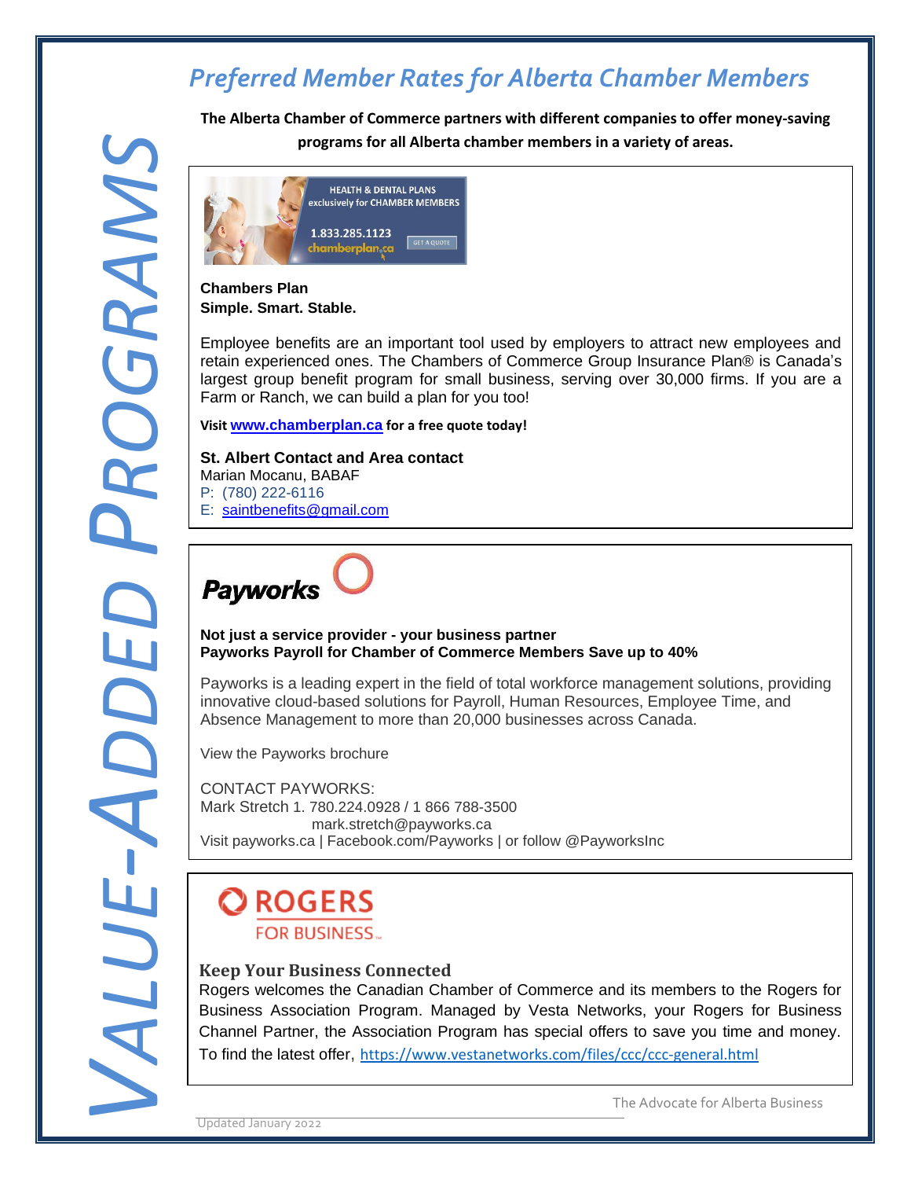VALUE-ADDED PROGRAMS

# Preferred Member Rates for Alberta Chamber Members

**The Alberta Chamber of Commerce partners with different companies to offer money-saving programs for all Alberta chamber members in a variety of areas.**

HEALTH & DENTAL PLANS exclusively for CHAMBER MEMBERS
1.833.285.1123
chamberplan.ca
GET A QUOTE

**Chambers Plan**
**Simple. Smart. Stable.**

Employee benefits are an important tool used by employers to attract new employees and retain experienced ones. The Chambers of Commerce Group Insurance Plan® is Canada's largest group benefit program for small business, serving over 30,000 firms. If you are a Farm or Ranch, we can build a plan for you too!

**Visit [www.chamberplan.ca](www.chamberplan.ca) for a free quote today!**

**St. Albert Contact and Area contact**
Marian Mocanu, BABAF
P: (780) 222-6116
E: saintbenefits@gmail.com

---

**Payworks**

**Not just a service provider - your business partner**
**Payworks Payroll for Chamber of Commerce Members Save up to 40%**

Payworks is a leading expert in the field of total workforce management solutions, providing innovative cloud-based solutions for Payroll, Human Resources, Employee Time, and Absence Management to more than 20,000 businesses across Canada.

View the Payworks brochure

CONTACT PAYWORKS:
Mark Stretch 1. 780.224.0928 / 1 866 788-3500
mark.stretch@payworks.ca
Visit payworks.ca | Facebook.com/Payworks | or follow @PayworksInc

---

ROGERS FOR BUSINESS

**Keep Your Business Connected**
Rogers welcomes the Canadian Chamber of Commerce and its members to the Rogers for Business Association Program. Managed by Vesta Networks, your Rogers for Business Channel Partner, the Association Program has special offers to save you time and money. To find the latest offer, https://www.vestanetworks.com/files/ccc/ccc-general.html

The Advocate for Alberta Business

Updated January 2022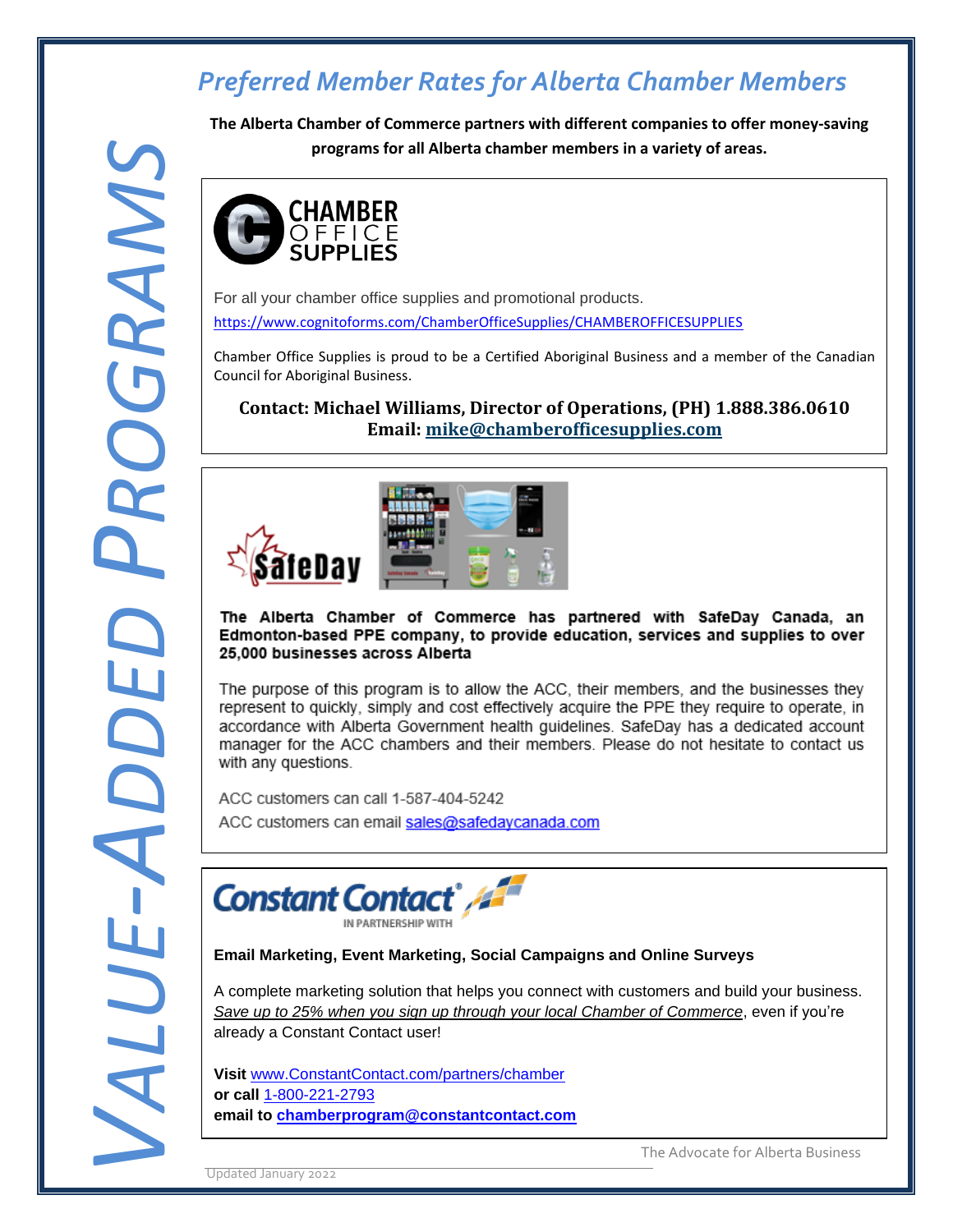# VALUE-ADDED PROGRAMS

## *Preferred Member Rates for Alberta Chamber Members*

**The Alberta Chamber of Commerce partners with different companies to offer money-saving programs for all Alberta chamber members in a variety of areas.**

### CHAMBER OFFICE SUPPLIES

For all your chamber office supplies and promotional products.

https://www.cognitoforms.com/ChamberOfficeSupplies/CHAMBEROFFICESUPPLIES

Chamber Office Supplies is proud to be a Certified Aboriginal Business and a member of the Canadian Council for Aboriginal Business.

**Contact: Michael Williams, Director of Operations, (PH) 1.888.386.0610**
**Email: mike@chamberofficesupplies.com**

### SafeDay

**The Alberta Chamber of Commerce has partnered with SafeDay Canada, an Edmonton-based PPE company, to provide education, services and supplies to over 25,000 businesses across Alberta**

The purpose of this program is to allow the ACC, their members, and the businesses they represent to quickly, simply and cost effectively acquire the PPE they require to operate, in accordance with Alberta Government health guidelines. SafeDay has a dedicated account manager for the ACC chambers and their members. Please do not hesitate to contact us with any questions.

ACC customers can call 1-587-404-5242

ACC customers can email sales@safedaycanada.com

### Constant Contact® IN PARTNERSHIP WITH

**Email Marketing, Event Marketing, Social Campaigns and Online Surveys**

A complete marketing solution that helps you connect with customers and build your business. *Save up to 25% when you sign up through your local Chamber of Commerce*, even if you're already a Constant Contact user!

**Visit** www.ConstantContact.com/partners/chamber
**or call** 1-800-221-2793
**email to chamberprogram@constantcontact.com**

The Advocate for Alberta Business

Updated January 2022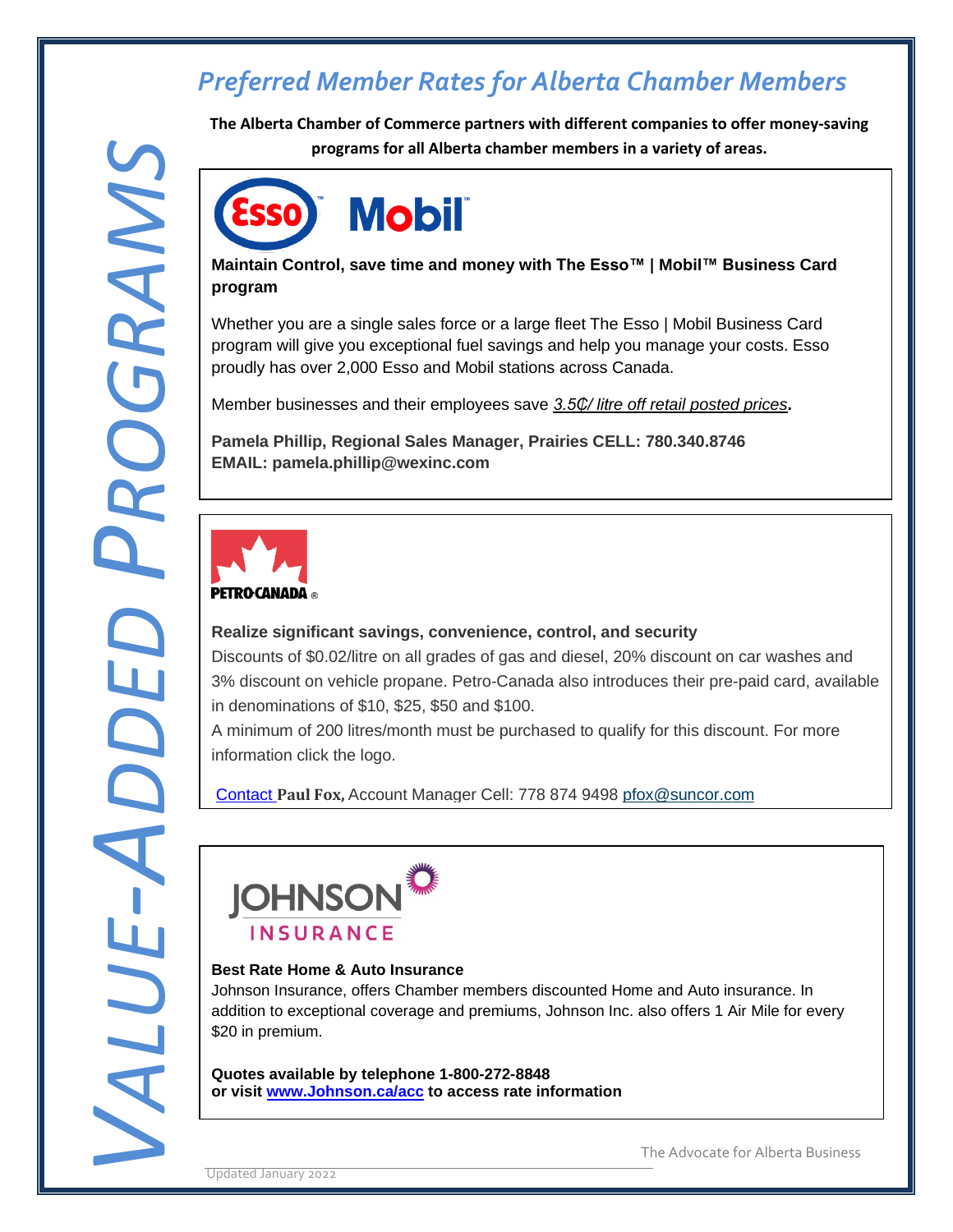# VALUE-ADDED PROGRAMS

## *Preferred Member Rates for Alberta Chamber Members*

**The Alberta Chamber of Commerce partners with different companies to offer money-saving programs for all Alberta chamber members in a variety of areas.**

Esso Mobil

**Maintain Control, save time and money with The Esso™ | Mobil™ Business Card program**

Whether you are a single sales force or a large fleet The Esso | Mobil Business Card program will give you exceptional fuel savings and help you manage your costs. Esso proudly has over 2,000 Esso and Mobil stations across Canada.

Member businesses and their employees save *3.5₵/ litre off retail posted prices*.

**Pamela Phillip, Regional Sales Manager, Prairies CELL: 780.340.8746**
**EMAIL: pamela.phillip@wexinc.com**

PETRO-CANADA

**Realize significant savings, convenience, control, and security**

Discounts of $0.02/litre on all grades of gas and diesel, 20% discount on car washes and 3% discount on vehicle propane. Petro-Canada also introduces their pre-paid card, available in denominations of $10, $25, $50 and $100.

A minimum of 200 litres/month must be purchased to qualify for this discount. For more information click the logo.

Contact **Paul Fox,** Account Manager Cell: 778 874 9498 pfox@suncor.com

JOHNSON INSURANCE

**Best Rate Home & Auto Insurance**

Johnson Insurance, offers Chamber members discounted Home and Auto insurance. In addition to exceptional coverage and premiums, Johnson Inc. also offers 1 Air Mile for every $20 in premium.

**Quotes available by telephone 1-800-272-8848**
**or visit www.Johnson.ca/acc to access rate information**

The Advocate for Alberta Business

Updated January 2022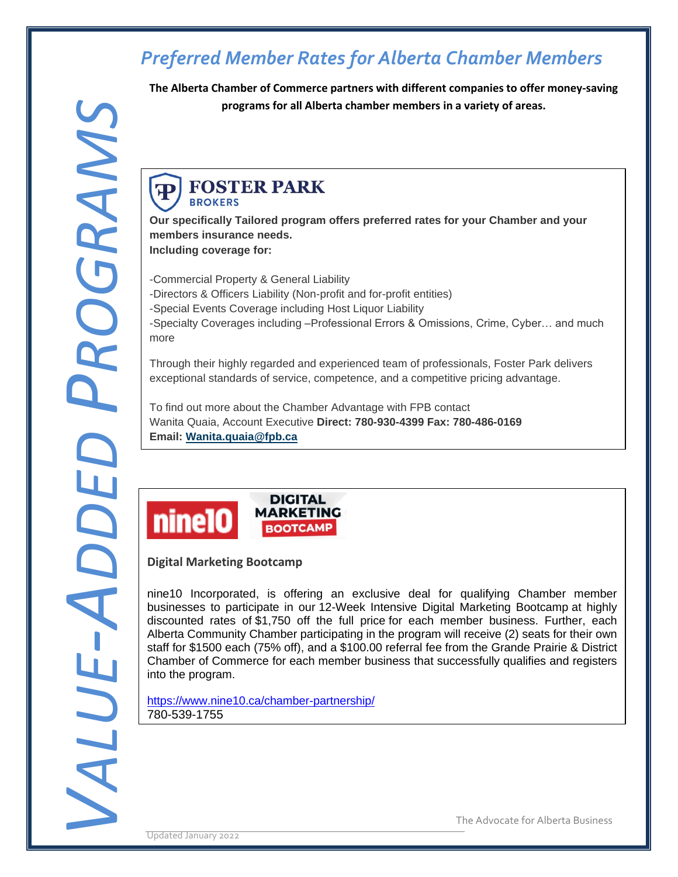# VALUE-ADDED PROGRAMS

## *Preferred Member Rates for Alberta Chamber Members*

**The Alberta Chamber of Commerce partners with different companies to offer money-saving programs for all Alberta chamber members in a variety of areas.**

### FOSTER PARK BROKERS

**Our specifically Tailored program offers preferred rates for your Chamber and your members insurance needs.**
**Including coverage for:**

-Commercial Property & General Liability
-Directors & Officers Liability (Non-profit and for-profit entities)
-Special Events Coverage including Host Liquor Liability
-Specialty Coverages including –Professional Errors & Omissions, Crime, Cyber… and much more

Through their highly regarded and experienced team of professionals, Foster Park delivers exceptional standards of service, competence, and a competitive pricing advantage.

To find out more about the Chamber Advantage with FPB contact
Wanita Quaia, Account Executive **Direct: 780-930-4399 Fax: 780-486-0169**
**Email: [Wanita.quaia@fpb.ca](mailto:Wanita.quaia@fpb.ca)**

### nine10 DIGITAL MARKETING BOOTCAMP

**Digital Marketing Bootcamp**

nine10 Incorporated, is offering an exclusive deal for qualifying Chamber member businesses to participate in our 12-Week Intensive Digital Marketing Bootcamp at highly discounted rates of $1,750 off the full price for each member business. Further, each Alberta Community Chamber participating in the program will receive (2) seats for their own staff for $1500 each (75% off), and a $100.00 referral fee from the Grande Prairie & District Chamber of Commerce for each member business that successfully qualifies and registers into the program.

https://www.nine10.ca/chamber-partnership/
780-539-1755

The Advocate for Alberta Business

Updated January 2022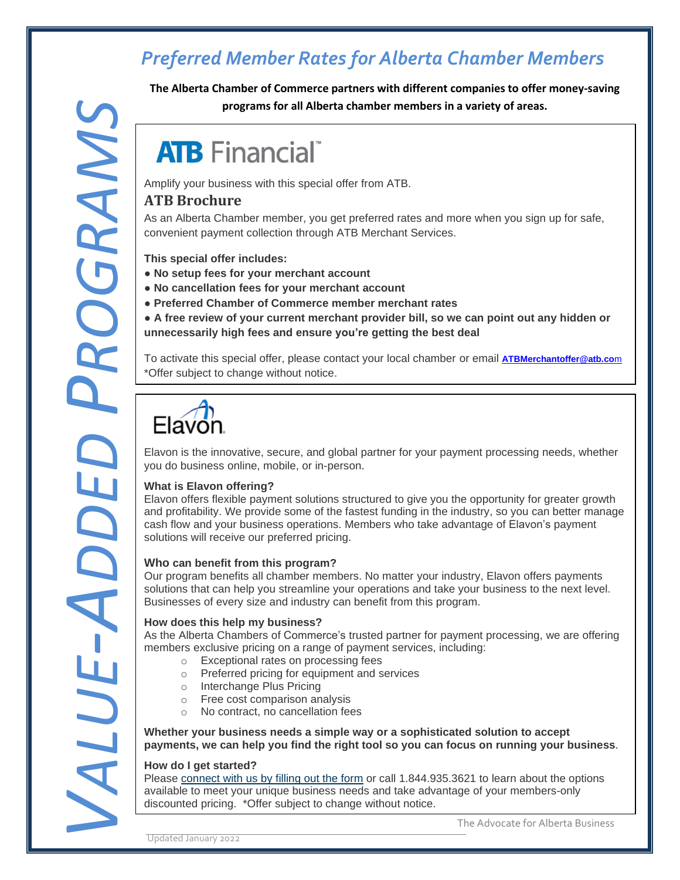# VALUE-ADDED PROGRAMS

## *Preferred Member Rates for Alberta Chamber Members*

**The Alberta Chamber of Commerce partners with different companies to offer money-saving programs for all Alberta chamber members in a variety of areas.**

## ATB Financial

Amplify your business with this special offer from ATB.

### ATB Brochure

As an Alberta Chamber member, you get preferred rates and more when you sign up for safe, convenient payment collection through ATB Merchant Services.

**This special offer includes:**

- **No setup fees for your merchant account**
- **No cancellation fees for your merchant account**
- **Preferred Chamber of Commerce member merchant rates**
- **A free review of your current merchant provider bill, so we can point out any hidden or unnecessarily high fees and ensure you're getting the best deal**

To activate this special offer, please contact your local chamber or email **ATBMerchantoffer@atb.com**
*Offer subject to change without notice.

## Elavon

Elavon is the innovative, secure, and global partner for your payment processing needs, whether you do business online, mobile, or in-person.

**What is Elavon offering?**
Elavon offers flexible payment solutions structured to give you the opportunity for greater growth and profitability. We provide some of the fastest funding in the industry, so you can better manage cash flow and your business operations. Members who take advantage of Elavon's payment solutions will receive our preferred pricing.

**Who can benefit from this program?**
Our program benefits all chamber members. No matter your industry, Elavon offers payments solutions that can help you streamline your operations and take your business to the next level. Businesses of every size and industry can benefit from this program.

**How does this help my business?**
As the Alberta Chambers of Commerce's trusted partner for payment processing, we are offering members exclusive pricing on a range of payment services, including:

- Exceptional rates on processing fees
- Preferred pricing for equipment and services
- Interchange Plus Pricing
- Free cost comparison analysis
- No contract, no cancellation fees

**Whether your business needs a simple way or a sophisticated solution to accept payments, we can help you find the right tool so you can focus on running your business**.

**How do I get started?**
Please connect with us by filling out the form or call 1.844.935.3621 to learn about the options available to meet your unique business needs and take advantage of your members-only discounted pricing. *Offer subject to change without notice.

The Advocate for Alberta Business

Updated January 2022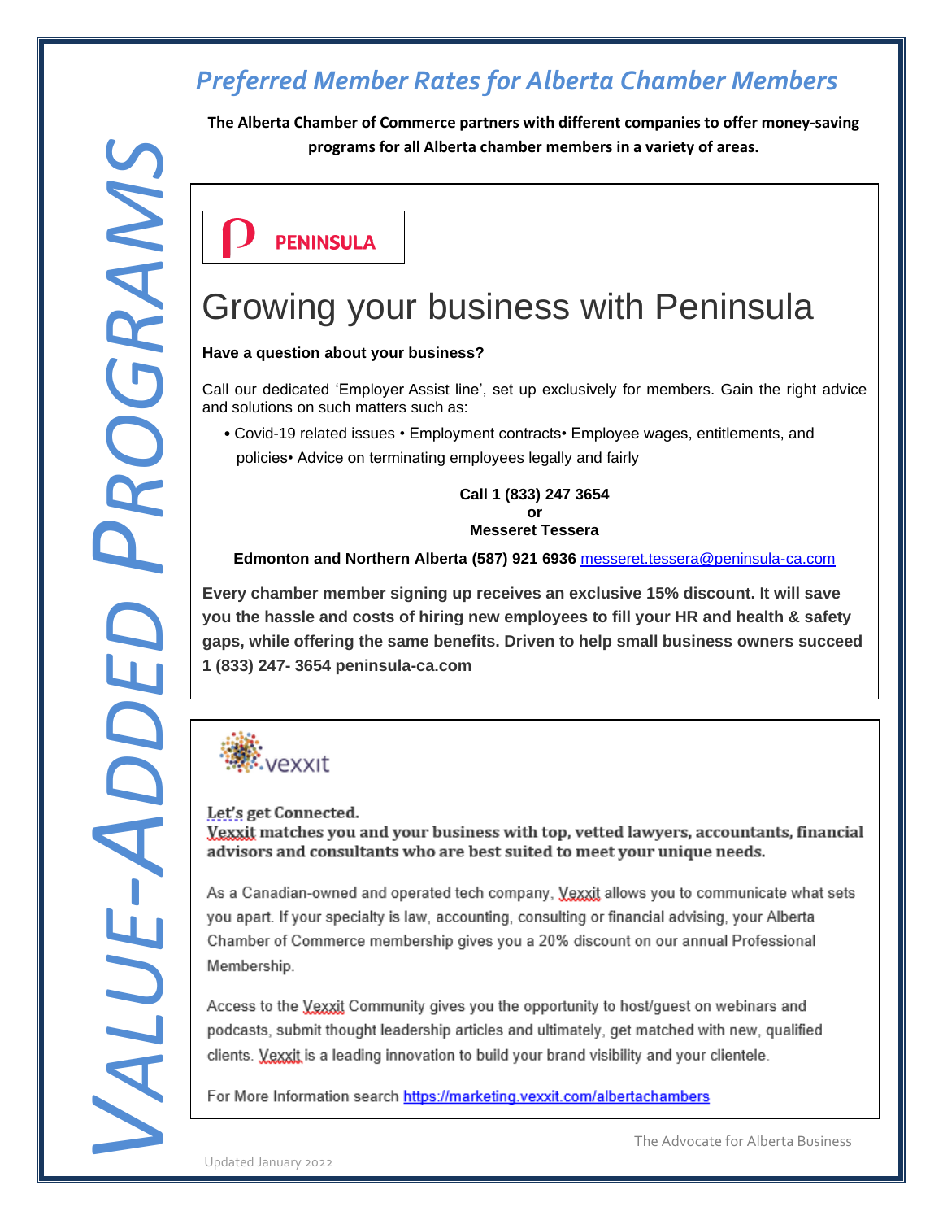# VALUE-ADDED PROGRAMS

## *Preferred Member Rates for Alberta Chamber Members*

**The Alberta Chamber of Commerce partners with different companies to offer money-saving programs for all Alberta chamber members in a variety of areas.**

PENINSULA

# Growing your business with Peninsula

**Have a question about your business?**

Call our dedicated 'Employer Assist line', set up exclusively for members. Gain the right advice and solutions on such matters such as:

- Covid-19 related issues • Employment contracts• Employee wages, entitlements, and policies• Advice on terminating employees legally and fairly

**Call 1 (833) 247 3654**
**or**
**Messeret Tessera**

**Edmonton and Northern Alberta (587) 921 6936** messeret.tessera@peninsula-ca.com

**Every chamber member signing up receives an exclusive 15% discount. It will save you the hassle and costs of hiring new employees to fill your HR and health & safety gaps, while offering the same benefits. Driven to help small business owners succeed 1 (833) 247- 3654 peninsula-ca.com**

vexxit

**Let's get Connected.**
**Vexxit matches you and your business with top, vetted lawyers, accountants, financial advisors and consultants who are best suited to meet your unique needs.**

As a Canadian-owned and operated tech company, Vexxit allows you to communicate what sets you apart. If your specialty is law, accounting, consulting or financial advising, your Alberta Chamber of Commerce membership gives you a 20% discount on our annual Professional Membership.

Access to the Vexxit Community gives you the opportunity to host/guest on webinars and podcasts, submit thought leadership articles and ultimately, get matched with new, qualified clients. Vexxit is a leading innovation to build your brand visibility and your clientele.

For More Information search https://marketing.vexxit.com/albertachambers

The Advocate for Alberta Business

Updated January 2022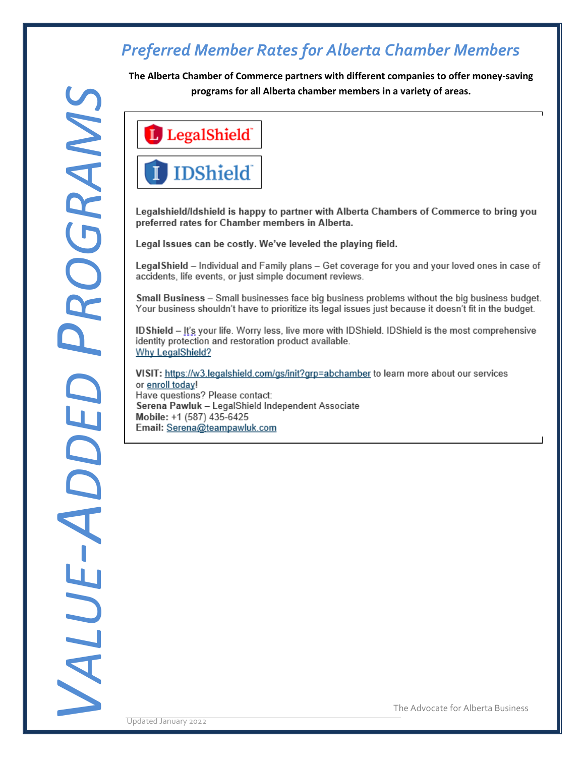# VALUE-ADDED PROGRAMS

## *Preferred Member Rates for Alberta Chamber Members*

**The Alberta Chamber of Commerce partners with different companies to offer money-saving programs for all Alberta chamber members in a variety of areas.**

LegalShield

IDShield

**Legalshield/Idshield is happy to partner with Alberta Chambers of Commerce to bring you preferred rates for Chamber members in Alberta.**

**Legal Issues can be costly. We've leveled the playing field.**

**LegalShield** – Individual and Family plans – Get coverage for you and your loved ones in case of accidents, life events, or just simple document reviews.

**Small Business** – Small businesses face big business problems without the big business budget. Your business shouldn't have to prioritize its legal issues just because it doesn't fit in the budget.

**IDShield** – It's your life. Worry less, live more with IDShield. IDShield is the most comprehensive identity protection and restoration product available.
Why LegalShield?

**VISIT:** https://w3.legalshield.com/gs/init?grp=abchamber to learn more about our services or enroll today!
Have questions? Please contact:
**Serena Pawluk** – LegalShield Independent Associate
**Mobile:** +1 (587) 435-6425
**Email:** Serena@teampawluk.com

The Advocate for Alberta Business

Updated January 2022